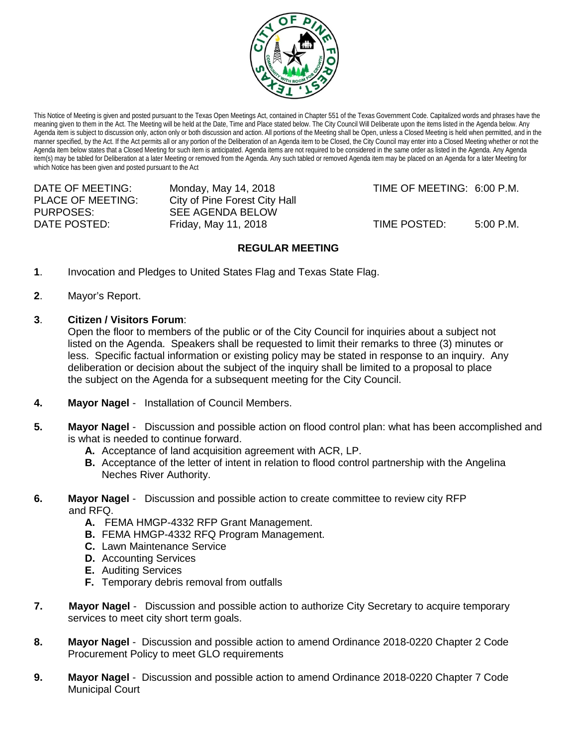This Notice of Meeting is given and posted pursuant to the Texas Open Meetings Act, contained in Chapter 551 of the Texas Government Code. Capitalized words and phrases have the meaning given to them in the Act. The Meeting will be held at the Date, Time and Place stated below. The City Council Will Deliberate upon the items listed in the Agenda below. Any Agenda item is subject to discussion only, action only or both discussion and action. All portions of the Meeting shall be Open, unless a Closed Meeting is held when permitted, and in the manner specified, by the Act. If the Act permits all or any portion of the Deliberation of an Agenda item to be Closed, the City Council may enter into a Closed Meeting whether or not the Agenda item below states that a Closed Meeting for such item is anticipated. Agenda items are not required to be considered in the same order as listed in the Agenda. Any Agenda item(s) may be tabled for Deliberation at a later Meeting or removed from the Agenda. Any such tabled or removed Agenda item may be placed on an Agenda for a later Meeting for which Notice has been given and posted pursuant to the Act

| | | | |
|---|---|---|---|
| DATE OF MEETING: | Monday, May 14, 2018 | TIME OF MEETING: | 6:00 P.M. |
| PLACE OF MEETING: | City of Pine Forest City Hall | | |
| PURPOSES: | SEE AGENDA BELOW | | |
| DATE POSTED: | Friday, May 11, 2018 | TIME POSTED: | 5:00 P.M. |

## REGULAR MEETING

**1**. Invocation and Pledges to United States Flag and Texas State Flag.

**2**. Mayor's Report.

**3**. **Citizen / Visitors Forum**:
Open the floor to members of the public or of the City Council for inquiries about a subject not listed on the Agenda. Speakers shall be requested to limit their remarks to three (3) minutes or less. Specific factual information or existing policy may be stated in response to an inquiry. Any deliberation or decision about the subject of the inquiry shall be limited to a proposal to place the subject on the Agenda for a subsequent meeting for the City Council.

**4. Mayor Nagel** - Installation of Council Members.

**5. Mayor Nagel** - Discussion and possible action on flood control plan: what has been accomplished and is what is needed to continue forward.

- **A.** Acceptance of land acquisition agreement with ACR, LP.
- **B.** Acceptance of the letter of intent in relation to flood control partnership with the Angelina Neches River Authority.

**6. Mayor Nagel** - Discussion and possible action to create committee to review city RFP and RFQ.

- **A.** FEMA HMGP-4332 RFP Grant Management.
- **B.** FEMA HMGP-4332 RFQ Program Management.
- **C.** Lawn Maintenance Service
- **D.** Accounting Services
- **E.** Auditing Services
- **F.** Temporary debris removal from outfalls

**7. Mayor Nagel** - Discussion and possible action to authorize City Secretary to acquire temporary services to meet city short term goals.

**8. Mayor Nagel** - Discussion and possible action to amend Ordinance 2018-0220 Chapter 2 Code Procurement Policy to meet GLO requirements

**9. Mayor Nagel** - Discussion and possible action to amend Ordinance 2018-0220 Chapter 7 Code Municipal Court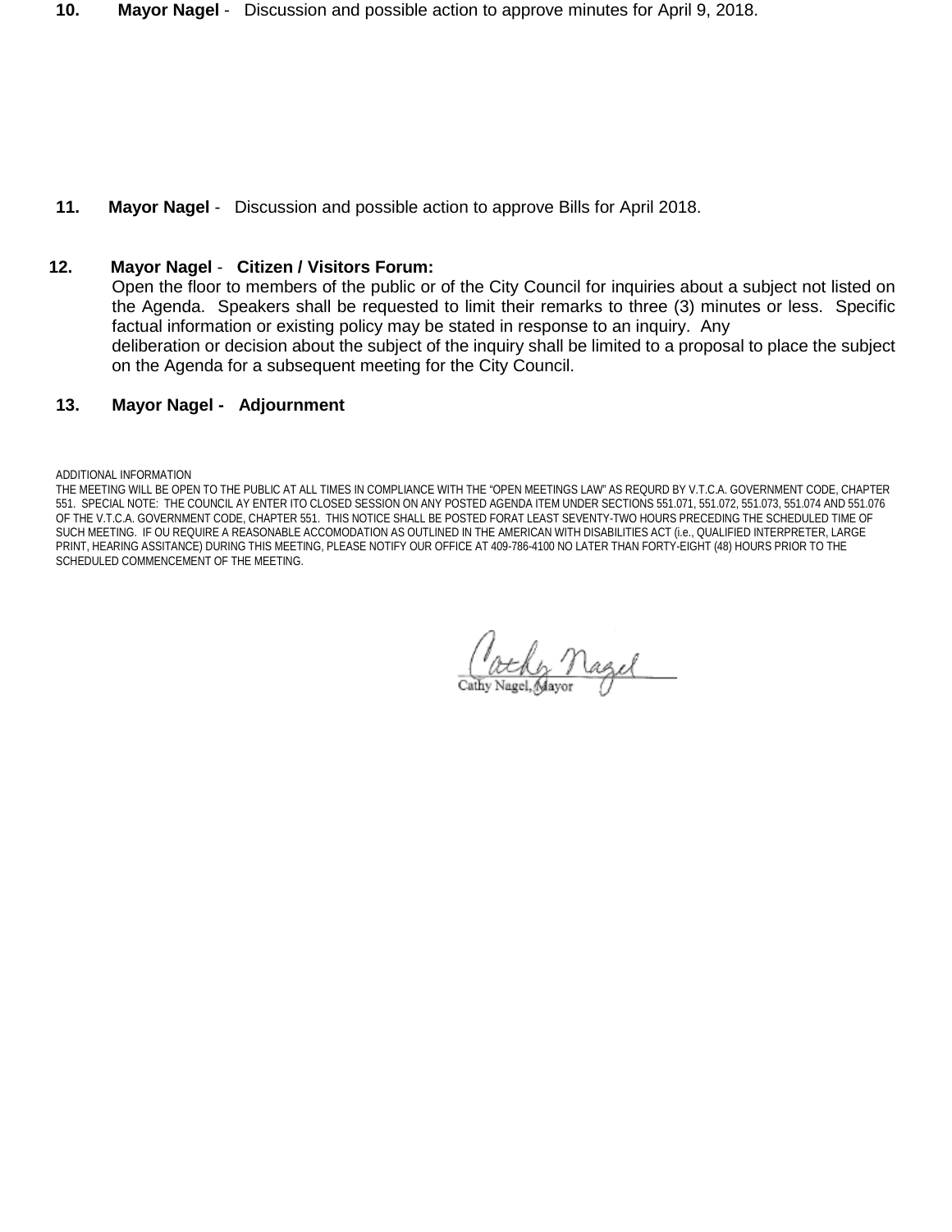**10.** **Mayor Nagel** - Discussion and possible action to approve minutes for April 9, 2018.

**11.** **Mayor Nagel** - Discussion and possible action to approve Bills for April 2018.

**12.** **Mayor Nagel** - **Citizen / Visitors Forum:**
Open the floor to members of the public or of the City Council for inquiries about a subject not listed on the Agenda. Speakers shall be requested to limit their remarks to three (3) minutes or less. Specific factual information or existing policy may be stated in response to an inquiry. Any deliberation or decision about the subject of the inquiry shall be limited to a proposal to place the subject on the Agenda for a subsequent meeting for the City Council.

**13.** **Mayor Nagel - Adjournment**

ADDITIONAL INFORMATION
THE MEETING WILL BE OPEN TO THE PUBLIC AT ALL TIMES IN COMPLIANCE WITH THE "OPEN MEETINGS LAW" AS REQURD BY V.T.C.A. GOVERNMENT CODE, CHAPTER 551. SPECIAL NOTE: THE COUNCIL AY ENTER ITO CLOSED SESSION ON ANY POSTED AGENDA ITEM UNDER SECTIONS 551.071, 551.072, 551.073, 551.074 AND 551.076 OF THE V.T.C.A. GOVERNMENT CODE, CHAPTER 551. THIS NOTICE SHALL BE POSTED FORAT LEAST SEVENTY-TWO HOURS PRECEDING THE SCHEDULED TIME OF SUCH MEETING. IF OU REQUIRE A REASONABLE ACCOMODATION AS OUTLINED IN THE AMERICAN WITH DISABILITIES ACT (i.e., QUALIFIED INTERPRETER, LARGE PRINT, HEARING ASSITANCE) DURING THIS MEETING, PLEASE NOTIFY OUR OFFICE AT 409-786-4100 NO LATER THAN FORTY-EIGHT (48) HOURS PRIOR TO THE SCHEDULED COMMENCEMENT OF THE MEETING.

Cathy Nagel
Cathy Nagel, Mayor